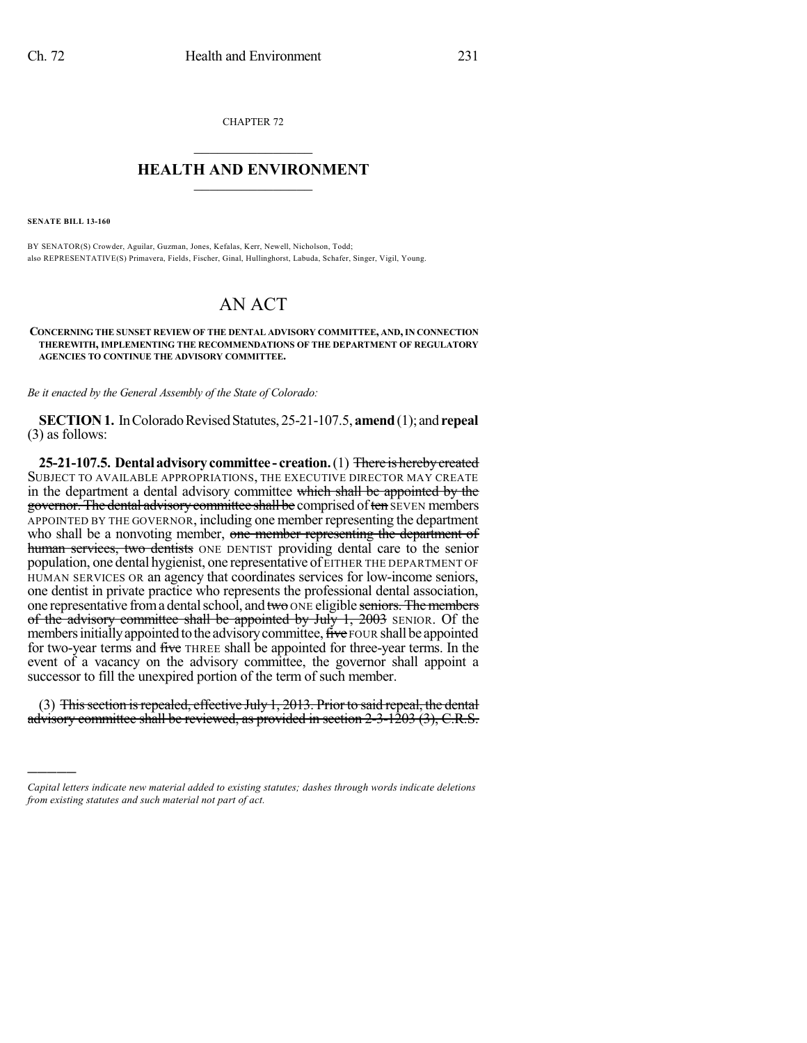CHAPTER 72

# HEALTH AND ENVIRONMENT

**SENATE BILL 13-160**

BY SENATOR(S) Crowder, Aguilar, Guzman, Jones, Kefalas, Kerr, Newell, Nicholson, Todd;
also REPRESENTATIVE(S) Primavera, Fields, Fischer, Ginal, Hullinghorst, Labuda, Schafer, Singer, Vigil, Young.

# AN ACT

**CONCERNING THE SUNSET REVIEW OF THE DENTAL ADVISORY COMMITTEE, AND, IN CONNECTION THEREWITH, IMPLEMENTING THE RECOMMENDATIONS OF THE DEPARTMENT OF REGULATORY AGENCIES TO CONTINUE THE ADVISORY COMMITTEE.**

*Be it enacted by the General Assembly of the State of Colorado:*

**SECTION 1.** In Colorado Revised Statutes, 25-21-107.5, **amend** (1); and **repeal** (3) as follows:

**25-21-107.5. Dental advisory committee - creation.** (1) ~~There is hereby created~~ SUBJECT TO AVAILABLE APPROPRIATIONS, THE EXECUTIVE DIRECTOR MAY CREATE in the department a dental advisory committee ~~which shall be appointed by the governor. The dental advisory committee shall be~~ comprised of ~~ten~~ SEVEN members APPOINTED BY THE GOVERNOR, including one member representing the department who shall be a nonvoting member, ~~one member representing the department of human services, two dentists~~ ONE DENTIST providing dental care to the senior population, one dental hygienist, one representative of EITHER THE DEPARTMENT OF HUMAN SERVICES OR an agency that coordinates services for low-income seniors, one dentist in private practice who represents the professional dental association, one representative from a dental school, and ~~two~~ ONE eligible ~~seniors. The members of the advisory committee shall be appointed by July 1, 2003~~ SENIOR. Of the members initially appointed to the advisory committee, ~~five~~ FOUR shall be appointed for two-year terms and ~~five~~ THREE shall be appointed for three-year terms. In the event of a vacancy on the advisory committee, the governor shall appoint a successor to fill the unexpired portion of the term of such member.

(3) ~~This section is repealed, effective July 1, 2013. Prior to said repeal, the dental advisory committee shall be reviewed, as provided in section 2-3-1203 (3), C.R.S.~~

---

*Capital letters indicate new material added to existing statutes; dashes through words indicate deletions from existing statutes and such material not part of act.*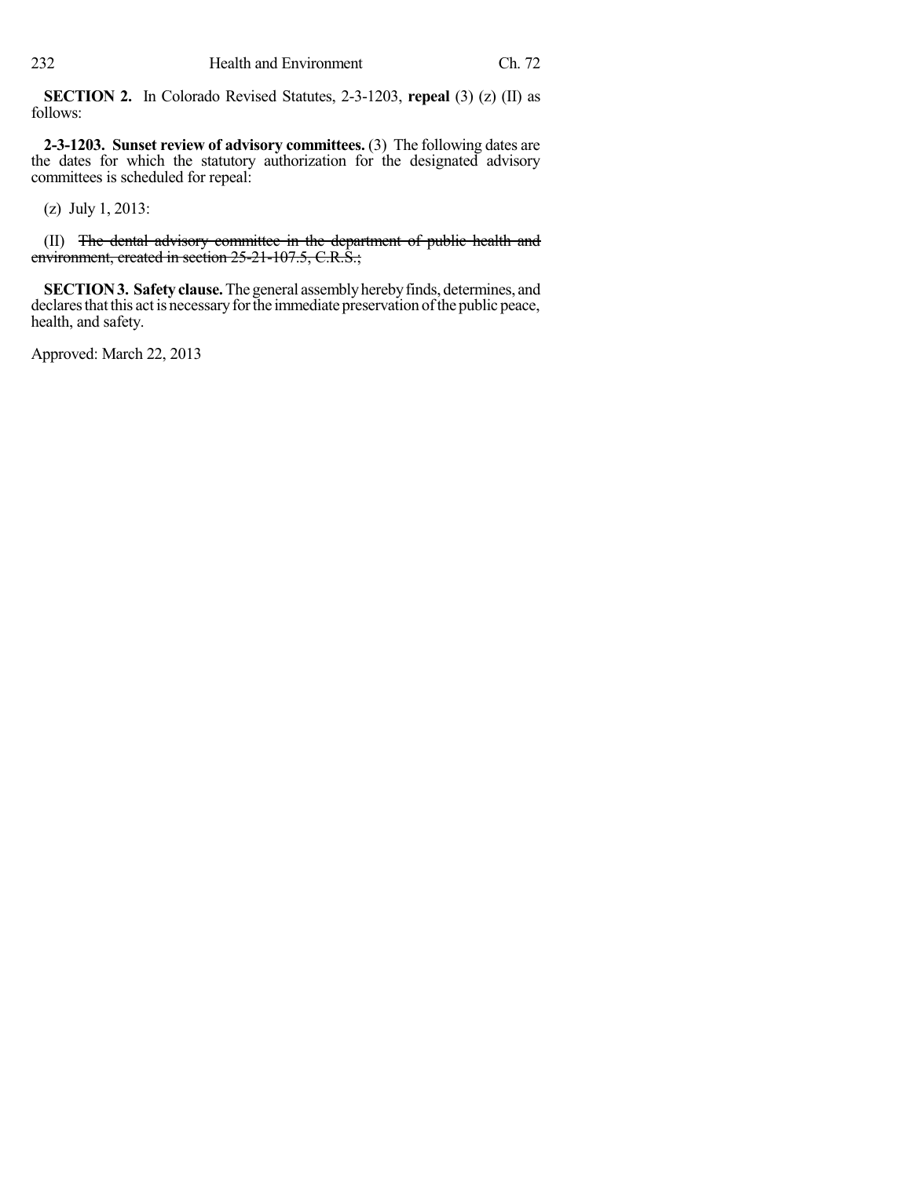**SECTION 2.** In Colorado Revised Statutes, 2-3-1203, **repeal** (3) (z) (II) as follows:

**2-3-1203. Sunset review of advisory committees.** (3) The following dates are the dates for which the statutory authorization for the designated advisory committees is scheduled for repeal:

(z) July 1, 2013:

(II) ~~The dental advisory committee in the department of public health and environment, created in section 25-21-107.5, C.R.S.;~~

**SECTION 3. Safety clause.** The general assembly hereby finds, determines, and declares that this act is necessary for the immediate preservation of the public peace, health, and safety.

Approved: March 22, 2013